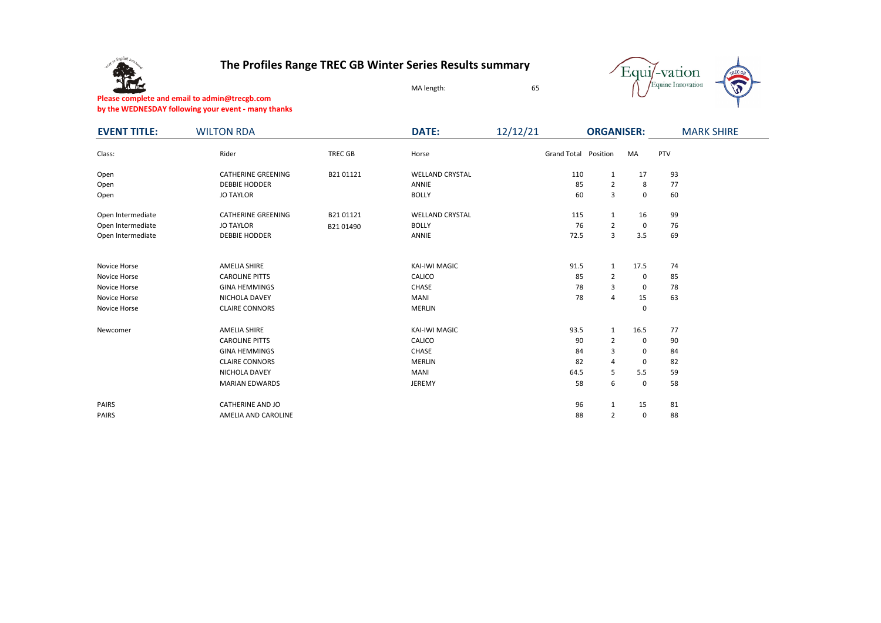# The Profiles Range TREC GB Winter Series Results summary

MA length: 65

**Please complete and email to admin@trecgb.com**
**by the WEDNESDAY following your event - many thanks**

**EVENT TITLE:** WILTON RDA | **DATE:** 12/12/21 | **ORGANISER:** MARK SHIRE

| Class: | Rider | TREC GB | Horse | Grand Total | Position | MA | PTV |
|---|---|---|---|---|---|---|---|
| Open | CATHERINE GREENING | B21 01121 | WELLAND CRYSTAL | 110 | 1 | 17 | 93 |
| Open | DEBBIE HODDER | | ANNIE | 85 | 2 | 8 | 77 |
| Open | JO TAYLOR | | BOLLY | 60 | 3 | 0 | 60 |
| Open Intermediate | CATHERINE GREENING | B21 01121 | WELLAND CRYSTAL | 115 | 1 | 16 | 99 |
| Open Intermediate | JO TAYLOR | B21 01490 | BOLLY | 76 | 2 | 0 | 76 |
| Open Intermediate | DEBBIE HODDER | | ANNIE | 72.5 | 3 | 3.5 | 69 |
| Novice Horse | AMELIA SHIRE | | KAI-IWI MAGIC | 91.5 | 1 | 17.5 | 74 |
| Novice Horse | CAROLINE PITTS | | CALICO | 85 | 2 | 0 | 85 |
| Novice Horse | GINA HEMMINGS | | CHASE | 78 | 3 | 0 | 78 |
| Novice Horse | NICHOLA DAVEY | | MANI | 78 | 4 | 15 | 63 |
| Novice Horse | CLAIRE CONNORS | | MERLIN | | | 0 | |
| Newcomer | AMELIA SHIRE | | KAI-IWI MAGIC | 93.5 | 1 | 16.5 | 77 |
| | CAROLINE PITTS | | CALICO | 90 | 2 | 0 | 90 |
| | GINA HEMMINGS | | CHASE | 84 | 3 | 0 | 84 |
| | CLAIRE CONNORS | | MERLIN | 82 | 4 | 0 | 82 |
| | NICHOLA DAVEY | | MANI | 64.5 | 5 | 5.5 | 59 |
| | MARIAN EDWARDS | | JEREMY | 58 | 6 | 0 | 58 |
| PAIRS | CATHERINE AND JO | | | 96 | 1 | 15 | 81 |
| PAIRS | AMELIA AND CAROLINE | | | 88 | 2 | 0 | 88 |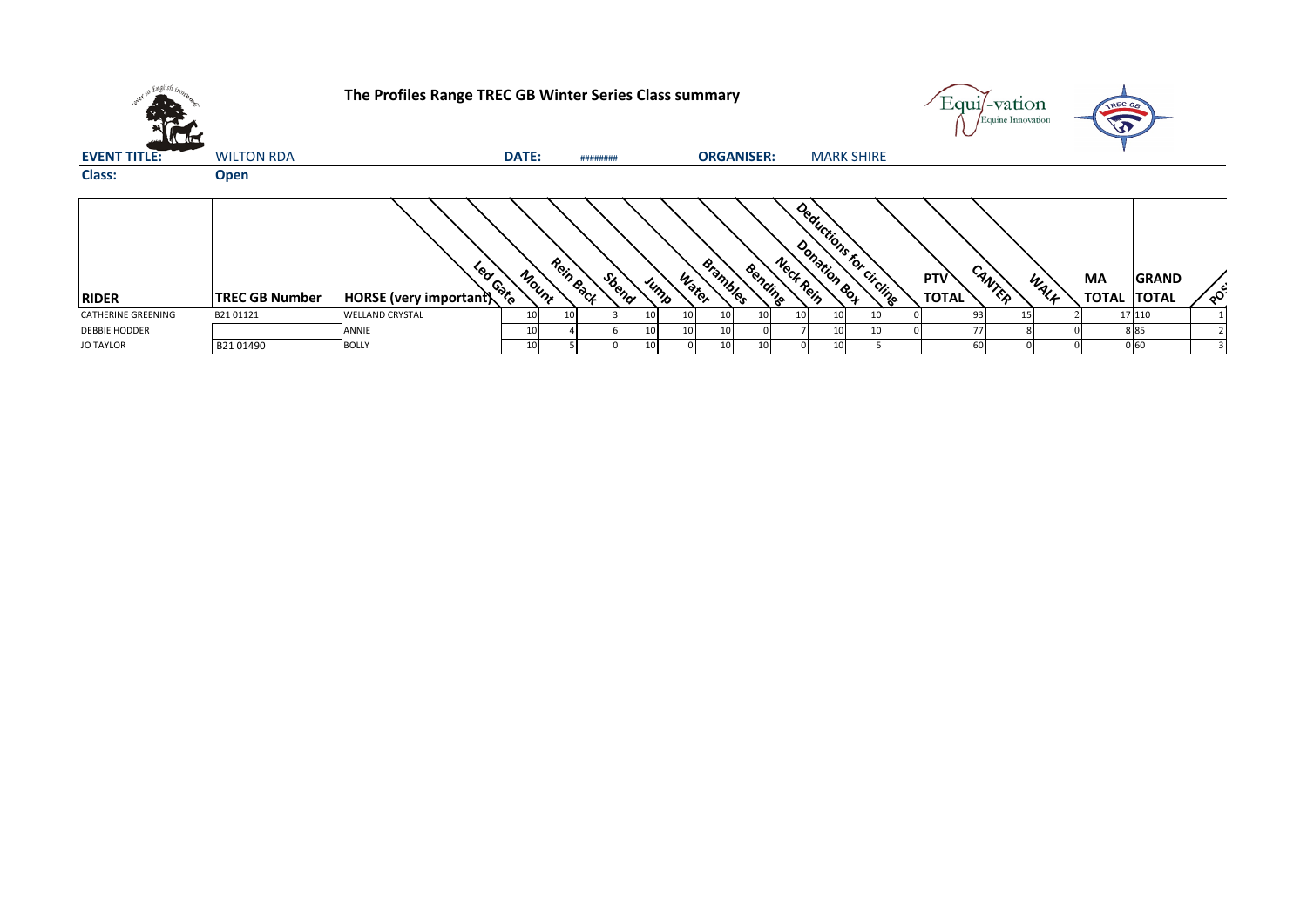# The Profiles Range TREC GB Winter Series Class summary

**EVENT TITLE:** WILTON RDA **DATE:** ######## **ORGANISER:** MARK SHIRE

**Class:** **Open**

| RIDER | TREC GB Number | HORSE (very important) | Led Gate | Mount | Rein Back | Sbend | Jump | Water | Brambles | Bending | Neck Rein | Donation Box | Deductions for circling | PTV TOTAL | CANTER | WALK | MA TOTAL | GRAND TOTAL | POS |
|---|---|---|---|---|---|---|---|---|---|---|---|---|---|---|---|---|---|---|---|
| CATHERINE GREENING | B21 01121 | WELLAND CRYSTAL | 10 | 10 | 3 | 10 | 10 | 10 | 10 | 10 | 10 | 10 | 0 | 93 | 15 | 2 | 17 | 110 | 1 |
| DEBBIE HODDER | | ANNIE | 10 | 4 | 6 | 10 | 10 | 10 | 0 | 7 | 10 | 10 | 0 | 77 | 8 | 0 | 8 | 85 | 2 |
| JO TAYLOR | B21 01490 | BOLLY | 10 | 5 | 0 | 10 | 0 | 10 | 10 | 0 | 10 | 5 | | 60 | 0 | 0 | 0 | 60 | 3 |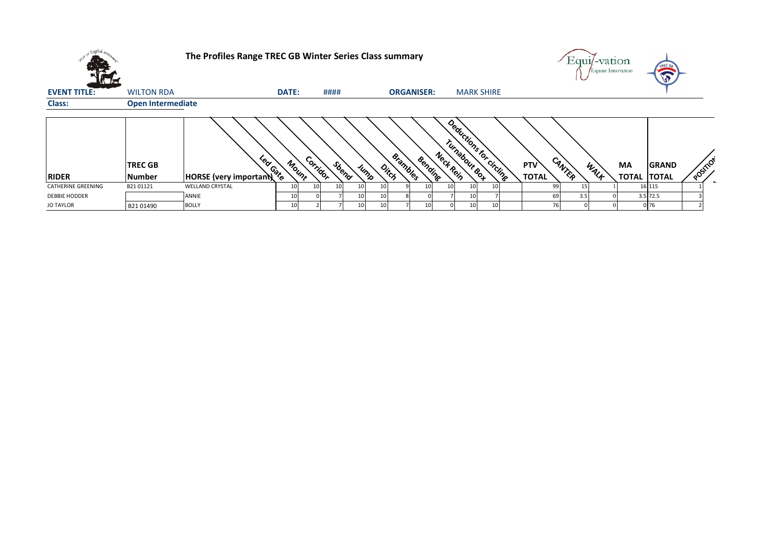# The Profiles Range TREC GB Winter Series Class summary

**EVENT TITLE:** WILTON RDA **DATE:** #### **ORGANISER:** MARK SHIRE

**Class:** Open Intermediate

| RIDER | TREC GB Number | HORSE (very important) | Led Gate | Mount | Corridor | S bend | Jump | Ditch | Brambles | Bending | Neck Rein | Turnabout Box | Deductions for circling | PTV TOTAL | CANTER | WALK | MA TOTAL | GRAND TOTAL | POSITION |
|---|---|---|---|---|---|---|---|---|---|---|---|---|---|---|---|---|---|---|---|
| CATHERINE GREENING | B21 01121 | WELLAND CRYSTAL | 10 | 10 | 10 | 10 | 10 | 9 | 10 | 10 | 10 | 10 | | 99 | 15 | 1 | 16 | 115 | 1 |
| DEBBIE HODDER | | ANNIE | 10 | 0 | 7 | 10 | 10 | 8 | 0 | 7 | 10 | 7 | | 69 | 3.5 | 0 | 3.5 | 72.5 | 3 |
| JO TAYLOR | B21 01490 | BOLLY | 10 | 2 | 7 | 10 | 10 | 7 | 10 | 0 | 10 | 10 | | 76 | 0 | 0 | 0 | 76 | 2 |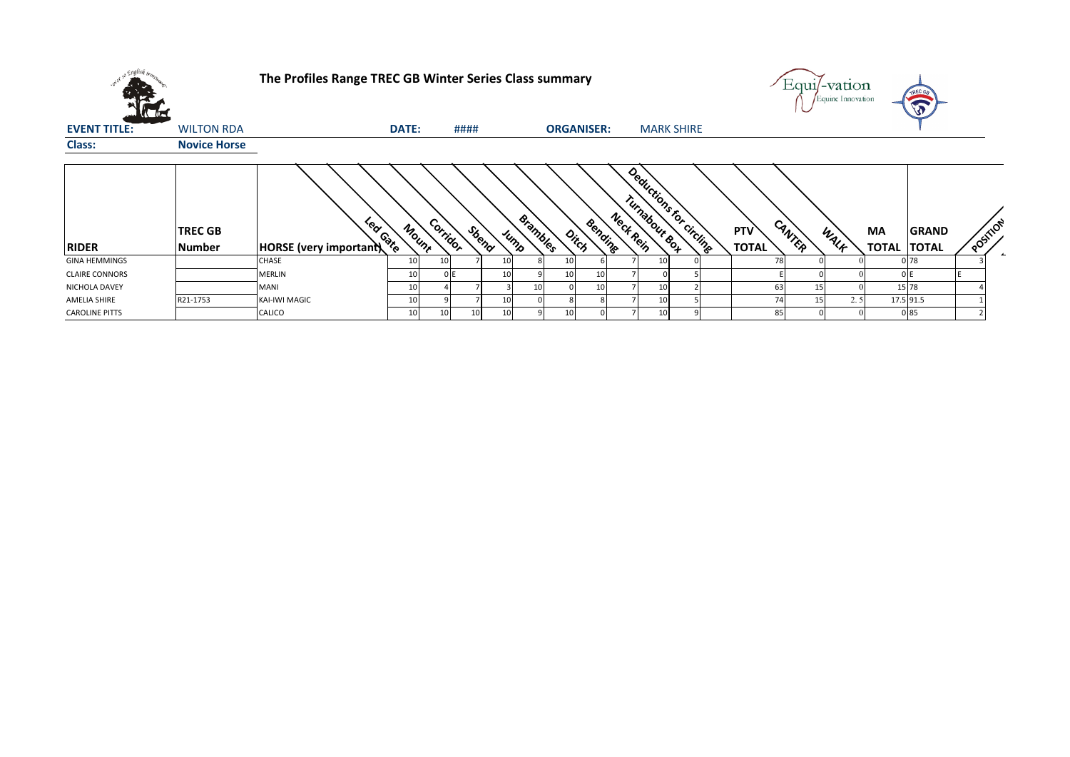# The Profiles Range TREC GB Winter Series Class summary

**EVENT TITLE:** WILTON RDA **DATE:** #### **ORGANISER:** MARK SHIRE

**Class:** Novice Horse

| RIDER | TREC GB Number | HORSE (very important) | Led Gate | Mount | Corridor | Sbend | Jump | Brambles | Ditch | Bending | Neck Rein | Turnabout Box | Deductions for circling | PTV TOTAL | CANTER | WALK | MA TOTAL | GRAND TOTAL | POSITION |
|---|---|---|---|---|---|---|---|---|---|---|---|---|---|---|---|---|---|---|---|
| GINA HEMMINGS | | CHASE | 10 | 10 | 7 | 10 | 8 | 10 | 6 | 7 | 10 | 0 | | 78 | 0 | 0 | 0 | 78 | 3 |
| CLAIRE CONNORS | | MERLIN | 10 | 0 | E | 10 | 9 | 10 | 10 | 7 | 0 | 5 | | E | 0 | 0 | 0 | E | E |
| NICHOLA DAVEY | | MANI | 10 | 4 | 7 | 3 | 10 | 0 | 10 | 7 | 10 | 2 | | 63 | 15 | 0 | 15 | 78 | 4 |
| AMELIA SHIRE | R21-1753 | KAI-IWI MAGIC | 10 | 9 | 7 | 10 | 0 | 8 | 8 | 7 | 10 | 5 | | 74 | 15 | 2.5 | 17.5 | 91.5 | 1 |
| CAROLINE PITTS | | CALICO | 10 | 10 | 10 | 10 | 9 | 10 | 0 | 7 | 10 | 9 | | 85 | 0 | 0 | 0 | 85 | 2 |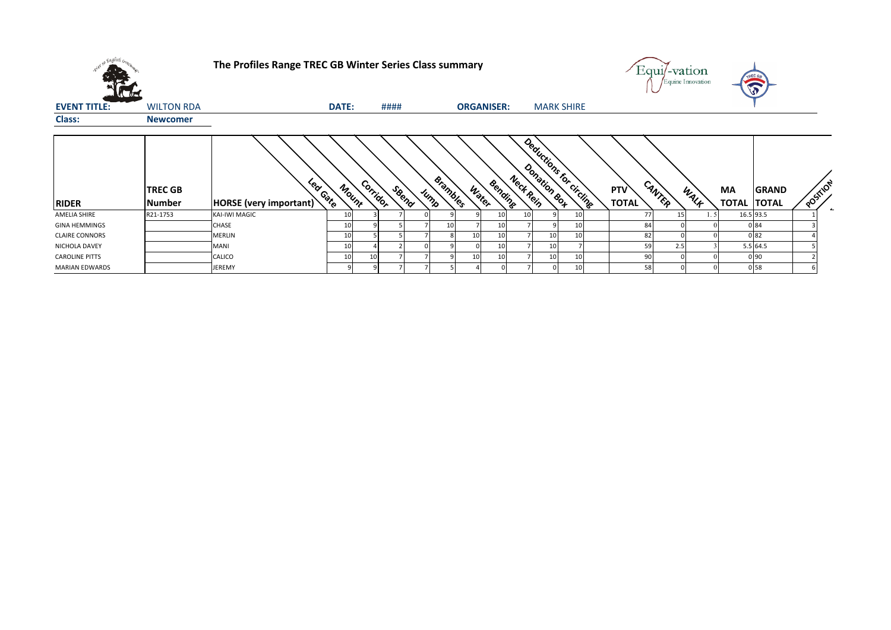# The Profiles Range TREC GB Winter Series Class summary

**EVENT TITLE:** WILTON RDA **DATE:** #### **ORGANISER:** MARK SHIRE

**Class:** **Newcomer**

| RIDER | TREC GB Number | HORSE (very important) | Led Gate | Mount | Corridor | SBend | Jump | Brambles | Water | Bending | Neck Rein | Donation Box | Deductions for circling | PTV TOTAL | CANTER | WALK | MA TOTAL | GRAND TOTAL | POSITION |
|---|---|---|---|---|---|---|---|---|---|---|---|---|---|---|---|---|---|---|---|
| AMELIA SHIRE | R21-1753 | KAI-IWI MAGIC | 10 | 3 | 7 | 0 | 9 | 9 | 10 | 10 | 9 | 10 | | 77 | 15 | 1.5 | 16.5 | 93.5 | 1 |
| GINA HEMMINGS | | CHASE | 10 | 9 | 5 | 7 | 10 | 7 | 10 | 7 | 9 | 10 | | 84 | 0 | 0 | 0 | 84 | 3 |
| CLAIRE CONNORS | | MERLIN | 10 | 5 | 5 | 7 | 8 | 10 | 10 | 7 | 10 | 10 | | 82 | 0 | 0 | 0 | 82 | 4 |
| NICHOLA DAVEY | | MANI | 10 | 4 | 2 | 0 | 9 | 0 | 10 | 7 | 10 | 7 | | 59 | 2.5 | 3 | 5.5 | 64.5 | 5 |
| CAROLINE PITTS | | CALICO | 10 | 10 | 7 | 7 | 9 | 10 | 10 | 7 | 10 | 10 | | 90 | 0 | 0 | 0 | 90 | 2 |
| MARIAN EDWARDS | | JEREMY | 9 | 9 | 7 | 7 | 5 | 4 | 0 | 7 | 0 | 10 | | 58 | 0 | 0 | 0 | 58 | 6 |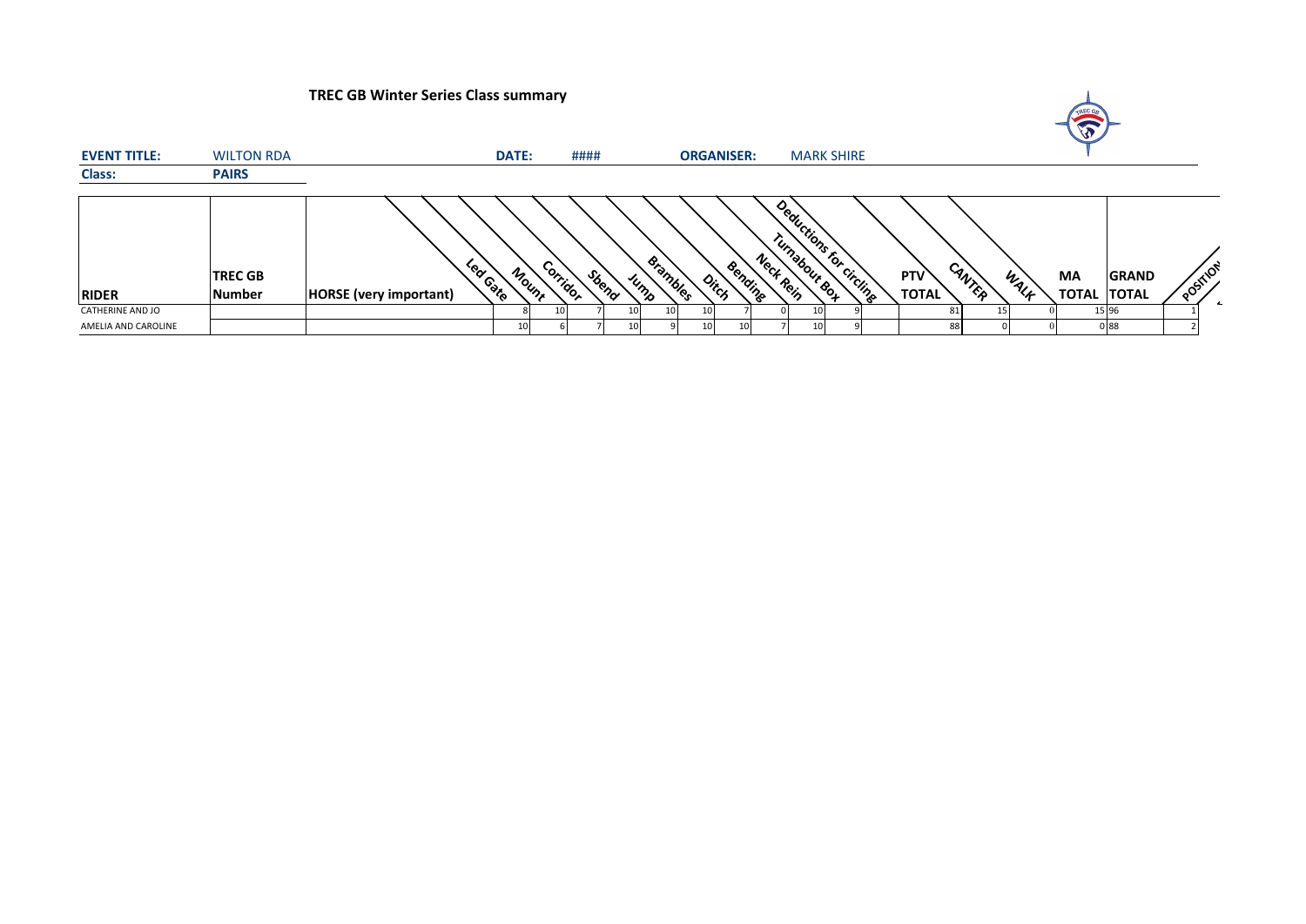## TREC GB Winter Series Class summary

**EVENT TITLE:** WILTON RDA  **DATE:** ####  **ORGANISER:** MARK SHIRE

**Class:** **PAIRS**

| RIDER | TREC GB Number | HORSE (very important) | Led Gate | Mount | Corridor | Sbend | Jump | Brambles | Ditch | Bending | Neck Rein | Turnabout Box | Deductions for circling | PTV TOTAL | CANTER | WALK | MA TOTAL | GRAND TOTAL | POSITION |
|---|---|---|---|---|---|---|---|---|---|---|---|---|---|---|---|---|---|---|---|
| CATHERINE AND JO | | | 8 | 10 | 7 | 10 | 10 | 10 | 7 | 0 | 10 | 9 | | 81 | 15 | 0 | 15 | 96 | 1 |
| AMELIA AND CAROLINE | | | 10 | 6 | 7 | 10 | 9 | 10 | 10 | 7 | 10 | 9 | | 88 | 0 | 0 | 0 | 88 | 2 |